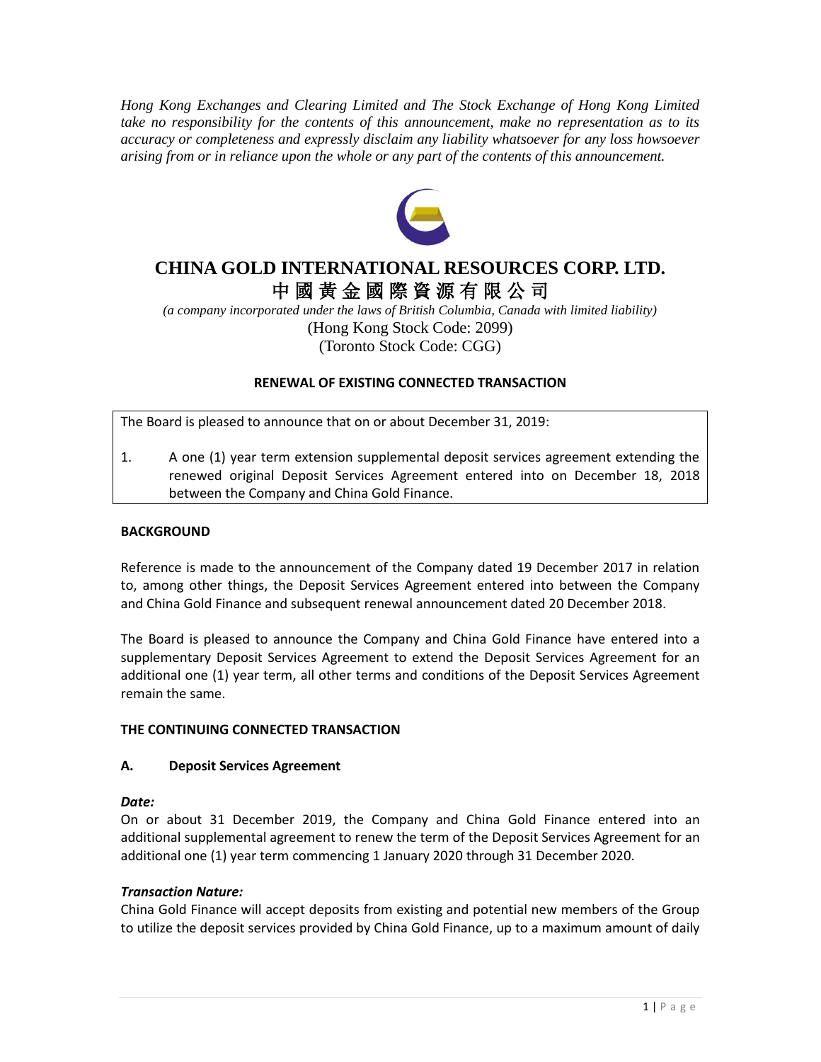*Hong Kong Exchanges and Clearing Limited and The Stock Exchange of Hong Kong Limited take no responsibility for the contents of this announcement, make no representation as to its accuracy or completeness and expressly disclaim any liability whatsoever for any loss howsoever arising from or in reliance upon the whole or any part of the contents of this announcement.*

# CHINA GOLD INTERNATIONAL RESOURCES CORP. LTD.
# 中國黃金國際資源有限公司

*(a company incorporated under the laws of British Columbia, Canada with limited liability)*
(Hong Kong Stock Code: 2099)
(Toronto Stock Code: CGG)

**RENEWAL OF EXISTING CONNECTED TRANSACTION**

The Board is pleased to announce that on or about December 31, 2019:

1. A one (1) year term extension supplemental deposit services agreement extending the renewed original Deposit Services Agreement entered into on December 18, 2018 between the Company and China Gold Finance.

**BACKGROUND**

Reference is made to the announcement of the Company dated 19 December 2017 in relation to, among other things, the Deposit Services Agreement entered into between the Company and China Gold Finance and subsequent renewal announcement dated 20 December 2018.

The Board is pleased to announce the Company and China Gold Finance have entered into a supplementary Deposit Services Agreement to extend the Deposit Services Agreement for an additional one (1) year term, all other terms and conditions of the Deposit Services Agreement remain the same.

**THE CONTINUING CONNECTED TRANSACTION**

**A. Deposit Services Agreement**

***Date:***
On or about 31 December 2019, the Company and China Gold Finance entered into an additional supplemental agreement to renew the term of the Deposit Services Agreement for an additional one (1) year term commencing 1 January 2020 through 31 December 2020.

***Transaction Nature:***
China Gold Finance will accept deposits from existing and potential new members of the Group to utilize the deposit services provided by China Gold Finance, up to a maximum amount of daily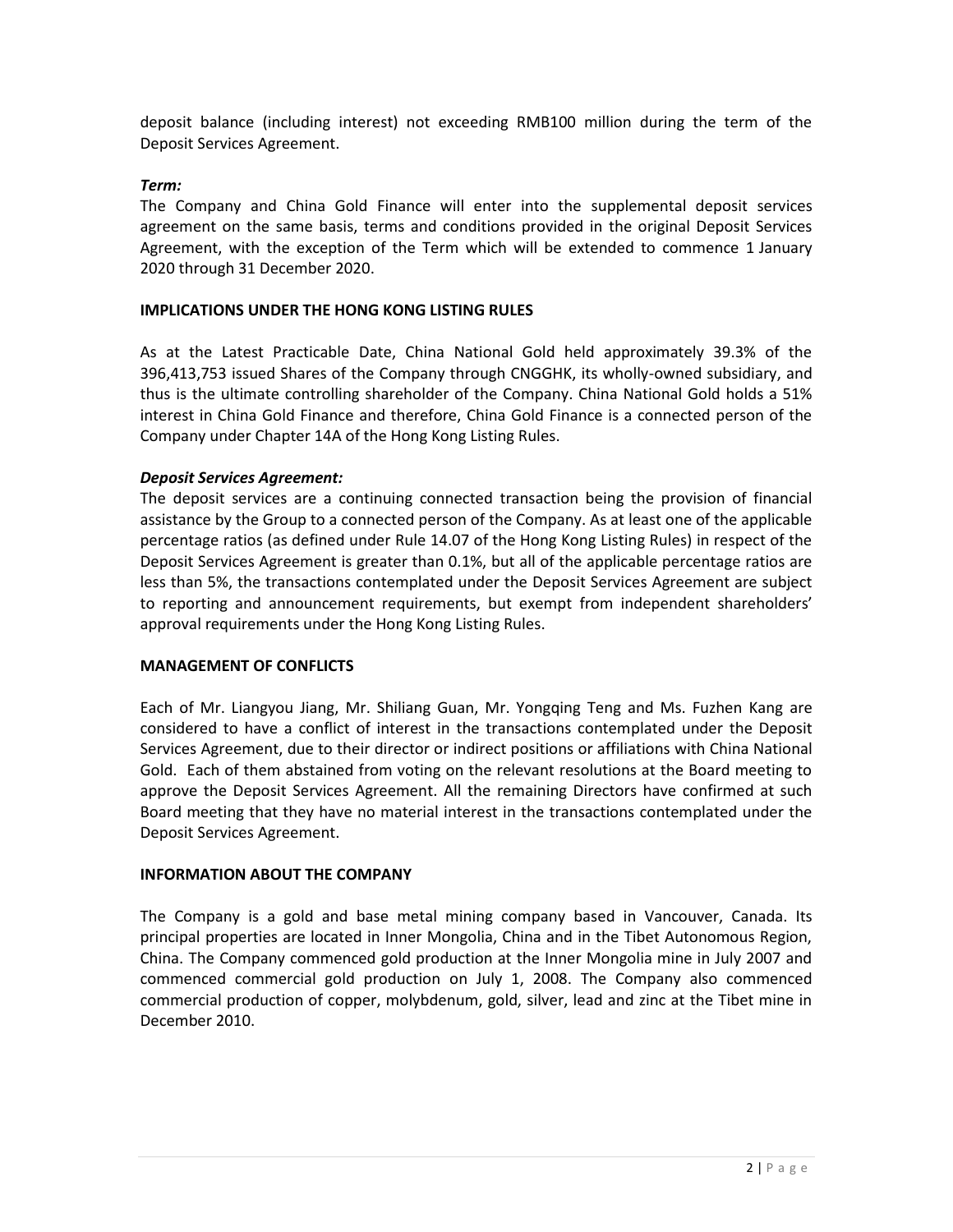deposit balance (including interest) not exceeding RMB100 million during the term of the Deposit Services Agreement.

***Term:***
The Company and China Gold Finance will enter into the supplemental deposit services agreement on the same basis, terms and conditions provided in the original Deposit Services Agreement, with the exception of the Term which will be extended to commence 1 January 2020 through 31 December 2020.

**IMPLICATIONS UNDER THE HONG KONG LISTING RULES**

As at the Latest Practicable Date, China National Gold held approximately 39.3% of the 396,413,753 issued Shares of the Company through CNGGHK, its wholly-owned subsidiary, and thus is the ultimate controlling shareholder of the Company. China National Gold holds a 51% interest in China Gold Finance and therefore, China Gold Finance is a connected person of the Company under Chapter 14A of the Hong Kong Listing Rules.

***Deposit Services Agreement:***
The deposit services are a continuing connected transaction being the provision of financial assistance by the Group to a connected person of the Company. As at least one of the applicable percentage ratios (as defined under Rule 14.07 of the Hong Kong Listing Rules) in respect of the Deposit Services Agreement is greater than 0.1%, but all of the applicable percentage ratios are less than 5%, the transactions contemplated under the Deposit Services Agreement are subject to reporting and announcement requirements, but exempt from independent shareholders' approval requirements under the Hong Kong Listing Rules.

**MANAGEMENT OF CONFLICTS**

Each of Mr. Liangyou Jiang, Mr. Shiliang Guan, Mr. Yongqing Teng and Ms. Fuzhen Kang are considered to have a conflict of interest in the transactions contemplated under the Deposit Services Agreement, due to their director or indirect positions or affiliations with China National Gold. Each of them abstained from voting on the relevant resolutions at the Board meeting to approve the Deposit Services Agreement. All the remaining Directors have confirmed at such Board meeting that they have no material interest in the transactions contemplated under the Deposit Services Agreement.

**INFORMATION ABOUT THE COMPANY**

The Company is a gold and base metal mining company based in Vancouver, Canada. Its principal properties are located in Inner Mongolia, China and in the Tibet Autonomous Region, China. The Company commenced gold production at the Inner Mongolia mine in July 2007 and commenced commercial gold production on July 1, 2008. The Company also commenced commercial production of copper, molybdenum, gold, silver, lead and zinc at the Tibet mine in December 2010.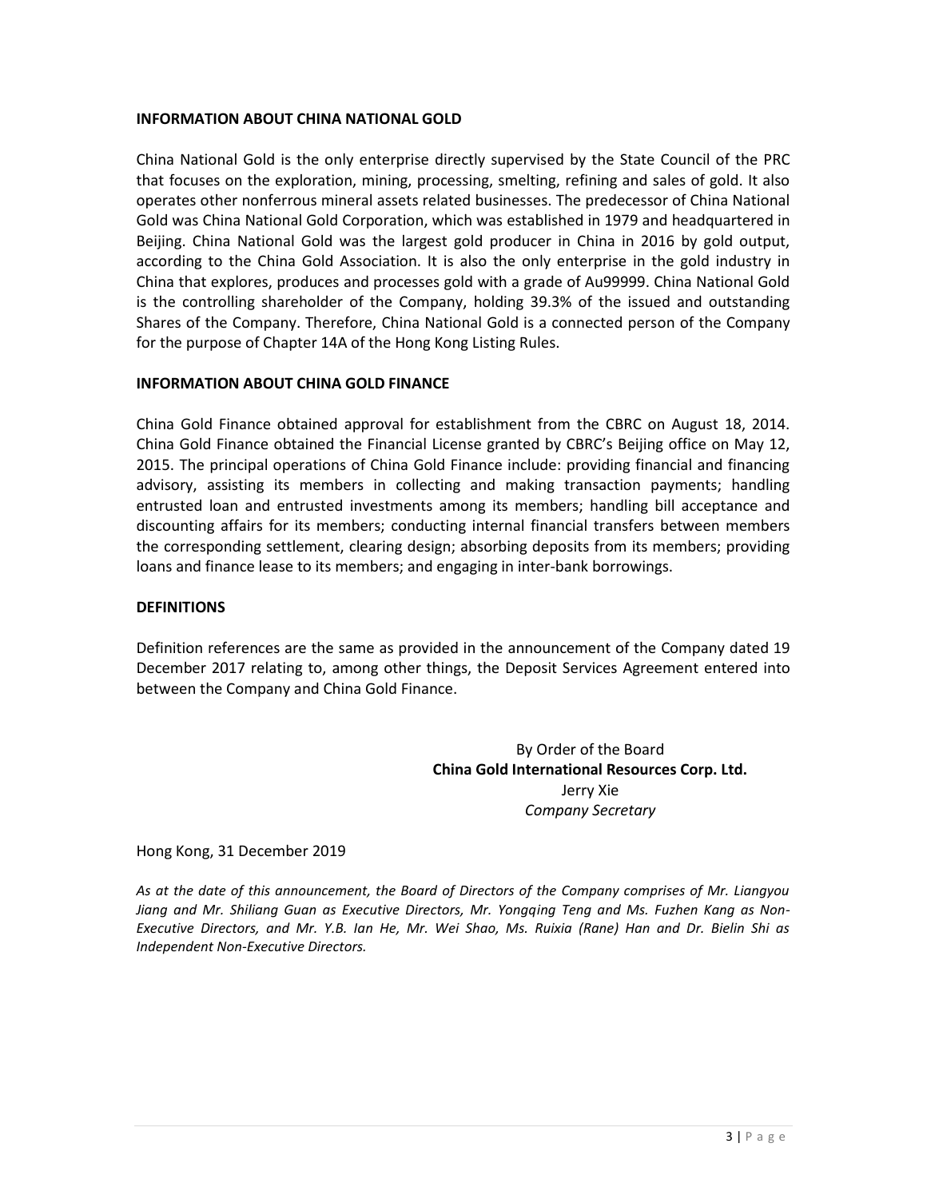**INFORMATION ABOUT CHINA NATIONAL GOLD**

China National Gold is the only enterprise directly supervised by the State Council of the PRC that focuses on the exploration, mining, processing, smelting, refining and sales of gold. It also operates other nonferrous mineral assets related businesses. The predecessor of China National Gold was China National Gold Corporation, which was established in 1979 and headquartered in Beijing. China National Gold was the largest gold producer in China in 2016 by gold output, according to the China Gold Association. It is also the only enterprise in the gold industry in China that explores, produces and processes gold with a grade of Au99999. China National Gold is the controlling shareholder of the Company, holding 39.3% of the issued and outstanding Shares of the Company. Therefore, China National Gold is a connected person of the Company for the purpose of Chapter 14A of the Hong Kong Listing Rules.

**INFORMATION ABOUT CHINA GOLD FINANCE**

China Gold Finance obtained approval for establishment from the CBRC on August 18, 2014. China Gold Finance obtained the Financial License granted by CBRC's Beijing office on May 12, 2015. The principal operations of China Gold Finance include: providing financial and financing advisory, assisting its members in collecting and making transaction payments; handling entrusted loan and entrusted investments among its members; handling bill acceptance and discounting affairs for its members; conducting internal financial transfers between members the corresponding settlement, clearing design; absorbing deposits from its members; providing loans and finance lease to its members; and engaging in inter-bank borrowings.

**DEFINITIONS**

Definition references are the same as provided in the announcement of the Company dated 19 December 2017 relating to, among other things, the Deposit Services Agreement entered into between the Company and China Gold Finance.

By Order of the Board
**China Gold International Resources Corp. Ltd.**
Jerry Xie
*Company Secretary*

Hong Kong, 31 December 2019

*As at the date of this announcement, the Board of Directors of the Company comprises of Mr. Liangyou Jiang and Mr. Shiliang Guan as Executive Directors, Mr. Yongqing Teng and Ms. Fuzhen Kang as Non-Executive Directors, and Mr. Y.B. Ian He, Mr. Wei Shao, Ms. Ruixia (Rane) Han and Dr. Bielin Shi as Independent Non-Executive Directors.*